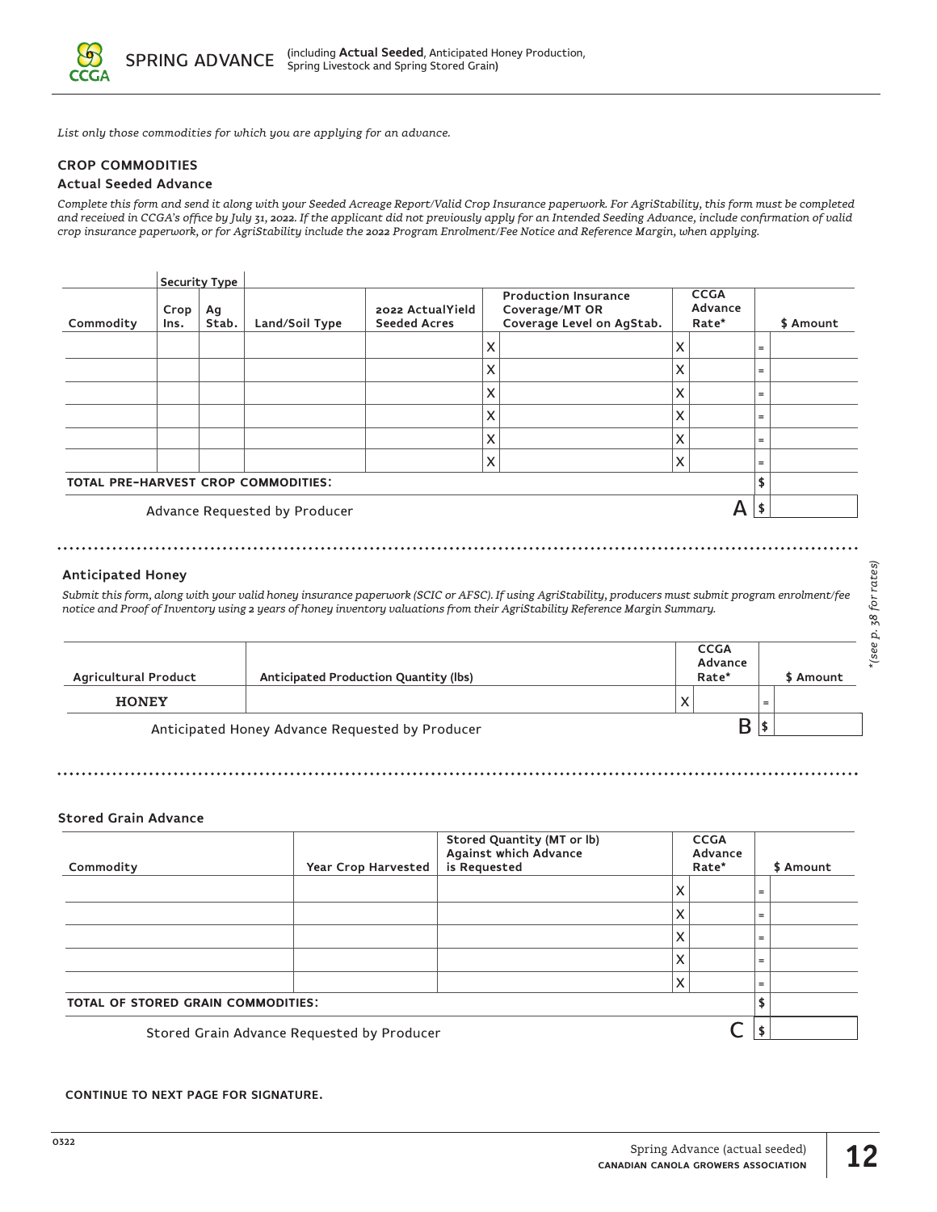# SPRING ADVANCE (including **Actual Seeded**, Anticipated Honey Production, Spring Livestock and Spring Stored Grain)

*List only those commodities for which you are applying for an advance.*

## CROP COMMODITIES

### Actual Seeded Advance

*Complete this form and send it along with your Seeded Acreage Report/Valid Crop Insurance paperwork. For AgriStability, this form must be completed and received in CCGA's office by July 31, 2022. If the applicant did not previously apply for an Intended Seeding Advance, include confirmation of valid crop insurance paperwork, or for AgriStability include the 2022 Program Enrolment/Fee Notice and Reference Margin, when applying.*

| Commodity | Security Type | | Land/Soil Type | 2022 ActualYield Seeded Acres | | Production Insurance Coverage/MT OR Coverage Level on AgStab. | | CCGA Advance Rate* | | $ Amount |
|---|---|---|---|---|---|---|---|---|---|---|
| | Crop Ins. | Ag Stab. | | | | | | | | |
| | | | | | X | | X | | = | |
| | | | | | X | | X | | = | |
| | | | | | X | | X | | = | |
| | | | | | X | | X | | = | |
| | | | | | X | | X | | = | |
| | | | | | X | | X | | = | |
| **TOTAL PRE-HARVEST CROP COMMODITIES:** | | | | | | | | | $ | |
| Advance Requested by Producer | | | | | | | | A | $ | |

### Anticipated Honey

*Submit this form, along with your valid honey insurance paperwork (SCIC or AFSC). If using AgriStability, producers must submit program enrolment/fee notice and Proof of Inventory using 2 years of honey inventory valuations from their AgriStability Reference Margin Summary.*

| Agricultural Product | Anticipated Production Quantity (lbs) | | CCGA Advance Rate* | | $ Amount |
|---|---|---|---|---|---|
| **HONEY** | | X | | = | |
| Anticipated Honey Advance Requested by Producer | | | B | $ | |

*(see p. 38 for rates)

### Stored Grain Advance

| Commodity | Year Crop Harvested | Stored Quantity (MT or lb) Against which Advance is Requested | | CCGA Advance Rate* | | $ Amount |
|---|---|---|---|---|---|---|
| | | | X | | = | |
| | | | X | | = | |
| | | | X | | = | |
| | | | X | | = | |
| | | | X | | = | |
| **TOTAL OF STORED GRAIN COMMODITIES:** | | | | | $ | |
| Stored Grain Advance Requested by Producer | | | | C | $ | |

**CONTINUE TO NEXT PAGE FOR SIGNATURE.**

0322

Spring Advance (actual seeded)
**CANADIAN CANOLA GROWERS ASSOCIATION**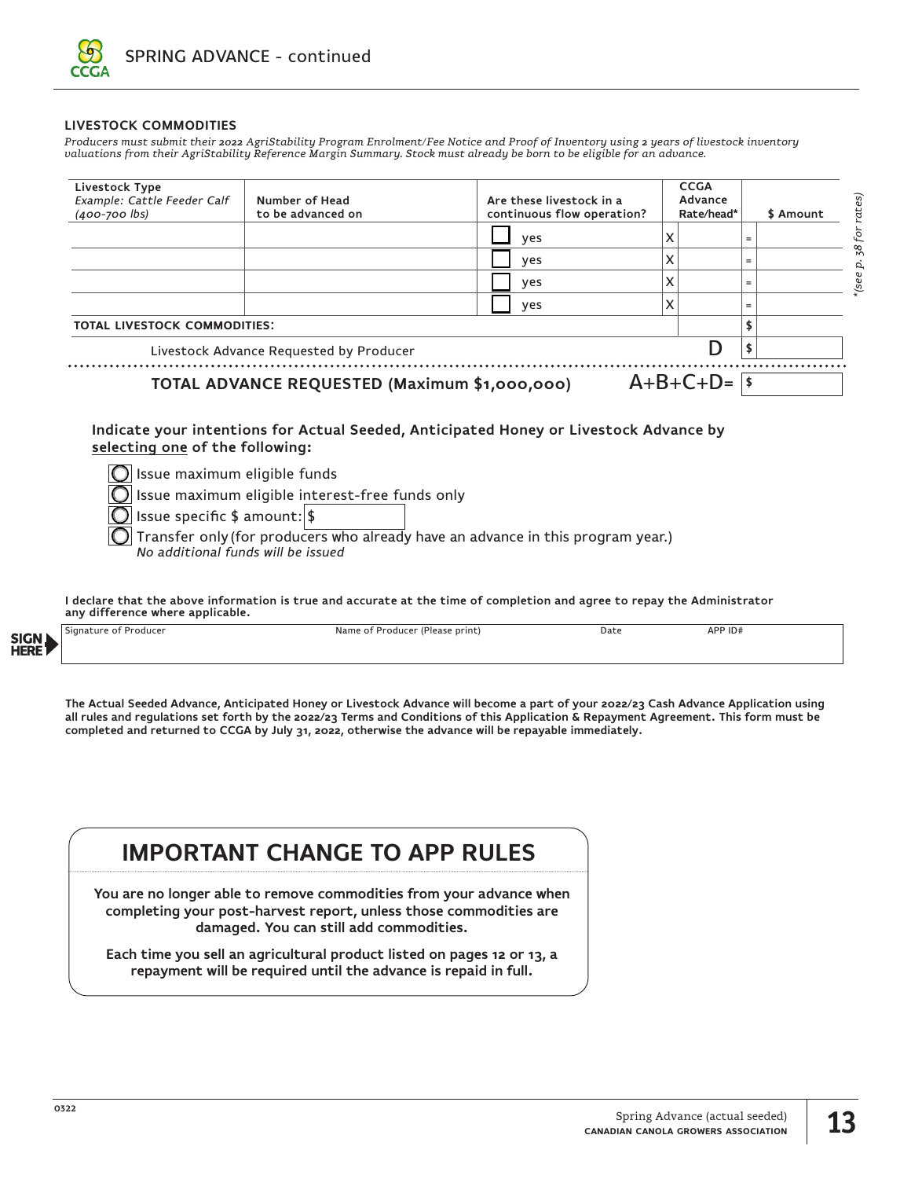# SPRING ADVANCE - continued

### LIVESTOCK COMMODITIES

*Producers must submit their 2022 AgriStability Program Enrolment/Fee Notice and Proof of Inventory using 2 years of livestock inventory valuations from their AgriStability Reference Margin Summary. Stock must already be born to be eligible for an advance.*

| Livestock Type *Example: Cattle Feeder Calf (400-700 lbs)* | Number of Head to be advanced on | Are these livestock in a continuous flow operation? | | CCGA Advance Rate/head* | | $ Amount |
|---|---|---|---|---|---|---|
| | | ☐ yes | X | | = | |
| | | ☐ yes | X | | = | |
| | | ☐ yes | X | | = | |
| | | ☐ yes | X | | = | |
| **TOTAL LIVESTOCK COMMODITIES:** | | | | | $ | |
| Livestock Advance Requested by Producer | | | | D | $ | |
| **TOTAL ADVANCE REQUESTED (Maximum $1,000,000)** | | | | A+B+C+D= | $ | |

*\*(see p. 38 for rates)*

**Indicate your intentions for Actual Seeded, Anticipated Honey or Livestock Advance by selecting one of the following:**

- ◯ Issue maximum eligible funds
- ◯ Issue maximum eligible interest-free funds only
- ◯ Issue specific $ amount: $
- ◯ Transfer only (for producers who already have an advance in this program year.) *No additional funds will be issued*

**I declare that the above information is true and accurate at the time of completion and agree to repay the Administrator any difference where applicable.**

**SIGN HERE**

| Signature of Producer | Name of Producer (Please print) | Date | APP ID# |
|---|---|---|---|
| | | | |

**The Actual Seeded Advance, Anticipated Honey or Livestock Advance will become a part of your 2022/23 Cash Advance Application using all rules and regulations set forth by the 2022/23 Terms and Conditions of this Application & Repayment Agreement. This form must be completed and returned to CCGA by July 31, 2022, otherwise the advance will be repayable immediately.**

## IMPORTANT CHANGE TO APP RULES

**You are no longer able to remove commodities from your advance when completing your post-harvest report, unless those commodities are damaged. You can still add commodities.**

**Each time you sell an agricultural product listed on pages 12 or 13, a repayment will be required until the advance is repaid in full.**

0322